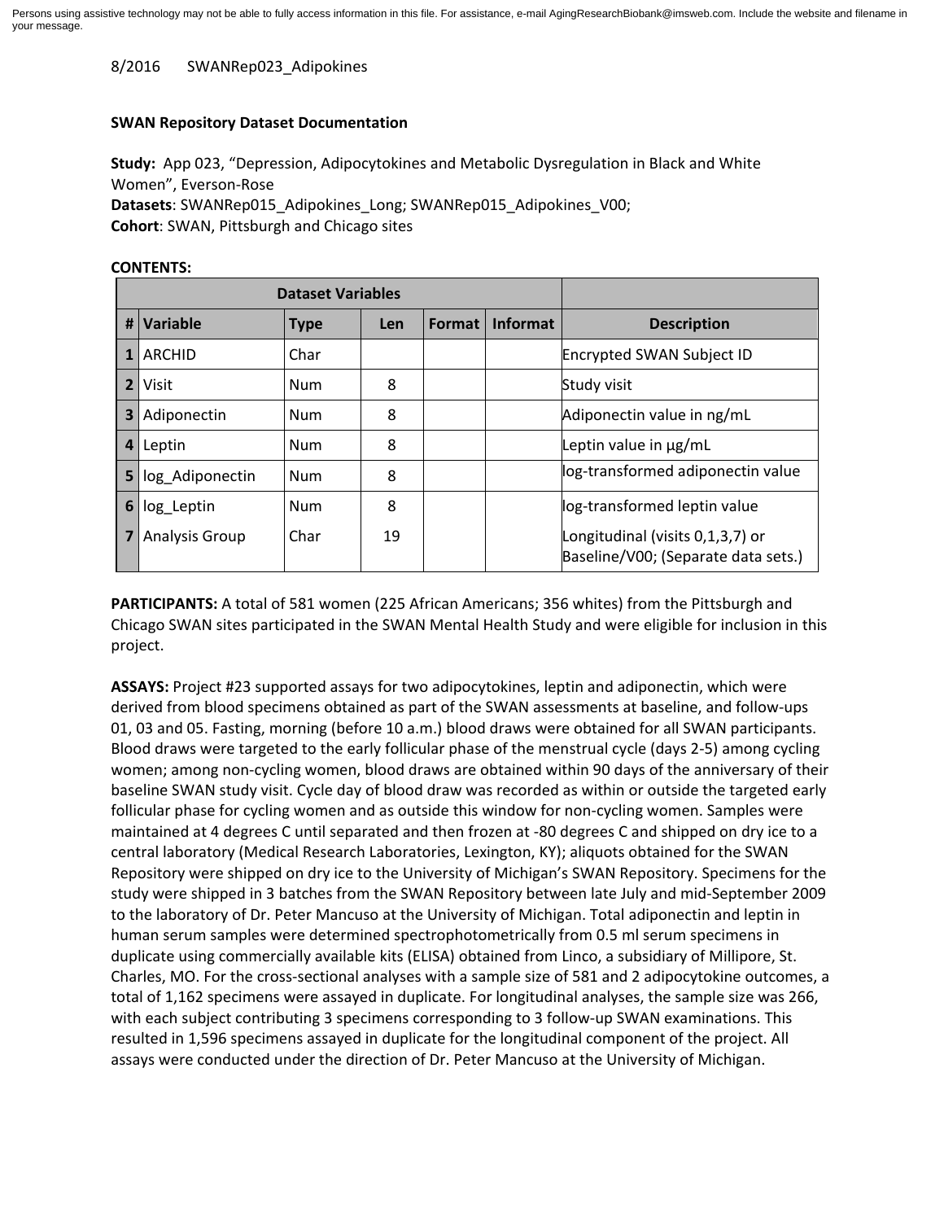Persons using assistive technology may not be able to fully access information in this file. For assistance, e-mail AgingResearchBiobank@imsweb.com. Include the website and filename in your message.

8/2016 SWANRep023_Adipokines

**SWAN Repository Dataset Documentation**

**Study:** App 023, "Depression, Adipocytokines and Metabolic Dysregulation in Black and White Women", Everson-Rose
**Datasets**: SWANRep015_Adipokines_Long; SWANRep015_Adipokines_V00;
**Cohort**: SWAN, Pittsburgh and Chicago sites

**CONTENTS:**

| Dataset Variables | | | | | | |
|---|---|---|---|---|---|---|
| **#** | **Variable** | **Type** | **Len** | **Format** | **Informat** | **Description** |
| 1 | ARCHID | Char | | | | Encrypted SWAN Subject ID |
| 2 | Visit | Num | 8 | | | Study visit |
| 3 | Adiponectin | Num | 8 | | | Adiponectin value in ng/mL |
| 4 | Leptin | Num | 8 | | | Leptin value in µg/mL |
| 5 | log_Adiponectin | Num | 8 | | | log-transformed adiponectin value |
| 6 | log_Leptin | Num | 8 | | | log-transformed leptin value |
| 7 | Analysis Group | Char | 19 | | | Longitudinal (visits 0,1,3,7) or Baseline/V00; (Separate data sets.) |

**PARTICIPANTS:** A total of 581 women (225 African Americans; 356 whites) from the Pittsburgh and Chicago SWAN sites participated in the SWAN Mental Health Study and were eligible for inclusion in this project.

**ASSAYS:** Project #23 supported assays for two adipocytokines, leptin and adiponectin, which were derived from blood specimens obtained as part of the SWAN assessments at baseline, and follow-ups 01, 03 and 05. Fasting, morning (before 10 a.m.) blood draws were obtained for all SWAN participants. Blood draws were targeted to the early follicular phase of the menstrual cycle (days 2-5) among cycling women; among non-cycling women, blood draws are obtained within 90 days of the anniversary of their baseline SWAN study visit. Cycle day of blood draw was recorded as within or outside the targeted early follicular phase for cycling women and as outside this window for non-cycling women. Samples were maintained at 4 degrees C until separated and then frozen at -80 degrees C and shipped on dry ice to a central laboratory (Medical Research Laboratories, Lexington, KY); aliquots obtained for the SWAN Repository were shipped on dry ice to the University of Michigan's SWAN Repository. Specimens for the study were shipped in 3 batches from the SWAN Repository between late July and mid-September 2009 to the laboratory of Dr. Peter Mancuso at the University of Michigan. Total adiponectin and leptin in human serum samples were determined spectrophotometrically from 0.5 ml serum specimens in duplicate using commercially available kits (ELISA) obtained from Linco, a subsidiary of Millipore, St. Charles, MO. For the cross-sectional analyses with a sample size of 581 and 2 adipocytokine outcomes, a total of 1,162 specimens were assayed in duplicate. For longitudinal analyses, the sample size was 266, with each subject contributing 3 specimens corresponding to 3 follow-up SWAN examinations. This resulted in 1,596 specimens assayed in duplicate for the longitudinal component of the project. All assays were conducted under the direction of Dr. Peter Mancuso at the University of Michigan.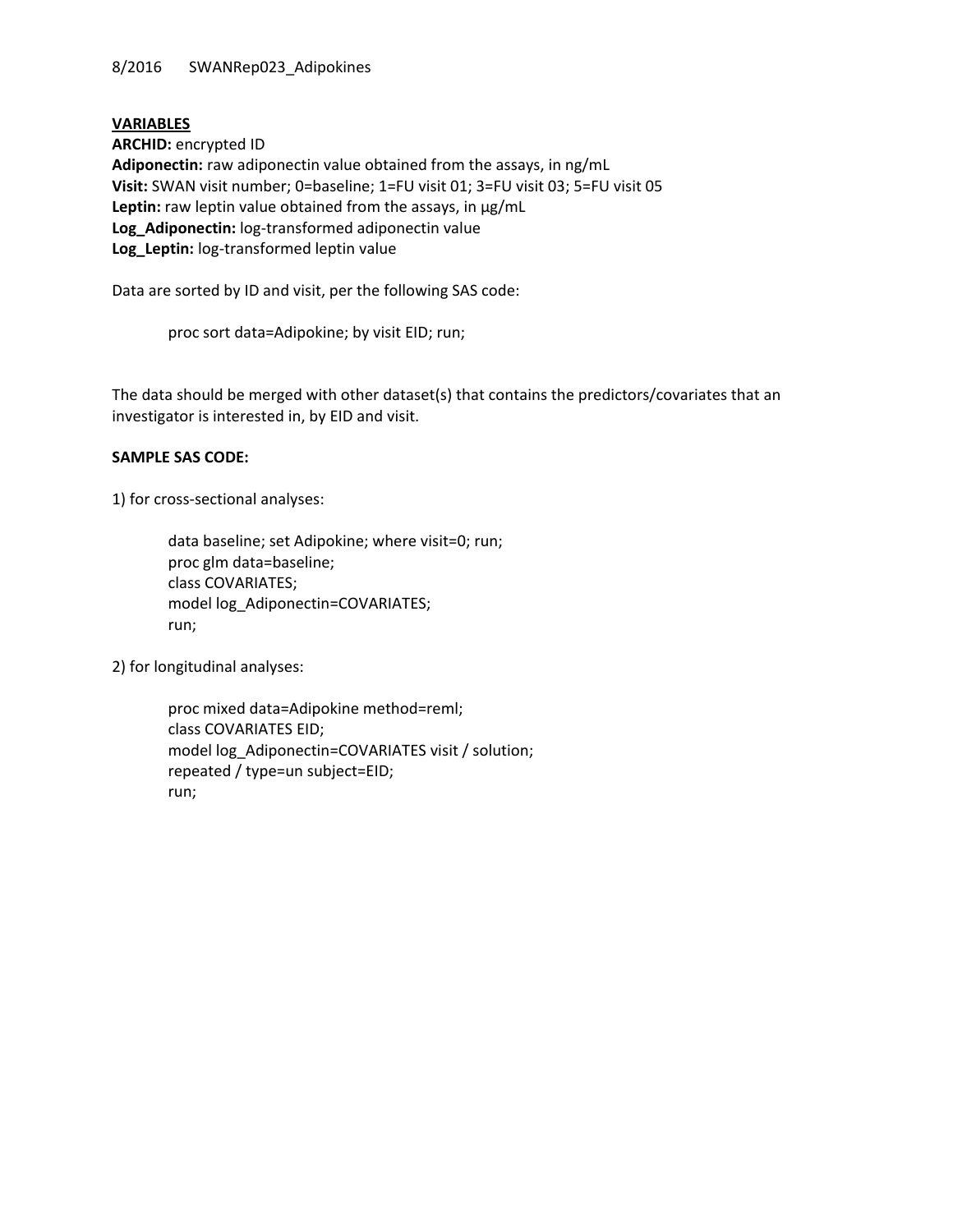8/2016 SWANRep023_Adipokines

**VARIABLES**

**ARCHID:** encrypted ID
**Adiponectin:** raw adiponectin value obtained from the assays, in ng/mL
**Visit:** SWAN visit number; 0=baseline; 1=FU visit 01; 3=FU visit 03; 5=FU visit 05
**Leptin:** raw leptin value obtained from the assays, in µg/mL
**Log_Adiponectin:** log-transformed adiponectin value
**Log_Leptin:** log-transformed leptin value

Data are sorted by ID and visit, per the following SAS code:

```
proc sort data=Adipokine; by visit EID; run;
```

The data should be merged with other dataset(s) that contains the predictors/covariates that an investigator is interested in, by EID and visit.

**SAMPLE SAS CODE:**

1) for cross-sectional analyses:

```
data baseline; set Adipokine; where visit=0; run;
proc glm data=baseline;
class COVARIATES;
model log_Adiponectin=COVARIATES;
run;
```

2) for longitudinal analyses:

```
proc mixed data=Adipokine method=reml;
class COVARIATES EID;
model log_Adiponectin=COVARIATES visit / solution;
repeated / type=un subject=EID;
run;
```